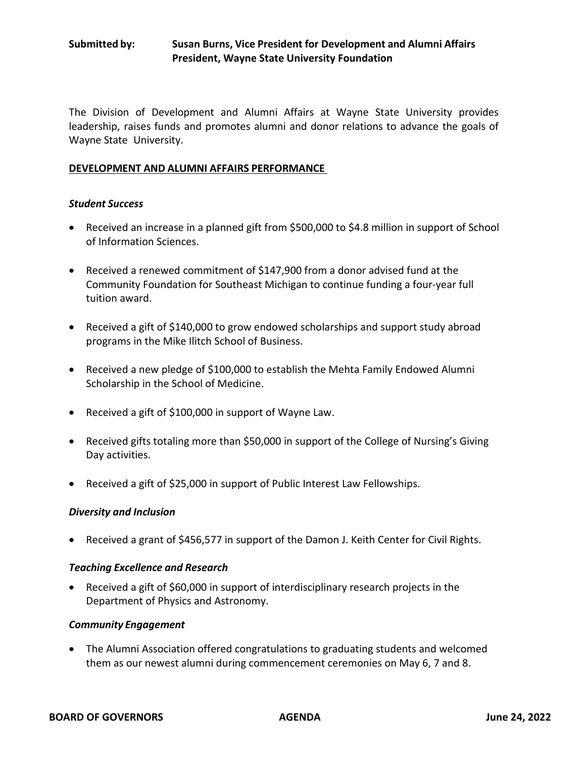**Submitted by:** **Susan Burns, Vice President for Development and Alumni Affairs**
**President, Wayne State University Foundation**

The Division of Development and Alumni Affairs at Wayne State University provides leadership, raises funds and promotes alumni and donor relations to advance the goals of Wayne State University.

## DEVELOPMENT AND ALUMNI AFFAIRS PERFORMANCE

### *Student Success*

- Received an increase in a planned gift from $500,000 to $4.8 million in support of School of Information Sciences.
- Received a renewed commitment of $147,900 from a donor advised fund at the Community Foundation for Southeast Michigan to continue funding a four-year full tuition award.
- Received a gift of $140,000 to grow endowed scholarships and support study abroad programs in the Mike Ilitch School of Business.
- Received a new pledge of $100,000 to establish the Mehta Family Endowed Alumni Scholarship in the School of Medicine.
- Received a gift of $100,000 in support of Wayne Law.
- Received gifts totaling more than $50,000 in support of the College of Nursing's Giving Day activities.
- Received a gift of $25,000 in support of Public Interest Law Fellowships.

### *Diversity and Inclusion*

- Received a grant of $456,577 in support of the Damon J. Keith Center for Civil Rights.

### *Teaching Excellence and Research*

- Received a gift of $60,000 in support of interdisciplinary research projects in the Department of Physics and Astronomy.

### *Community Engagement*

- The Alumni Association offered congratulations to graduating students and welcomed them as our newest alumni during commencement ceremonies on May 6, 7 and 8.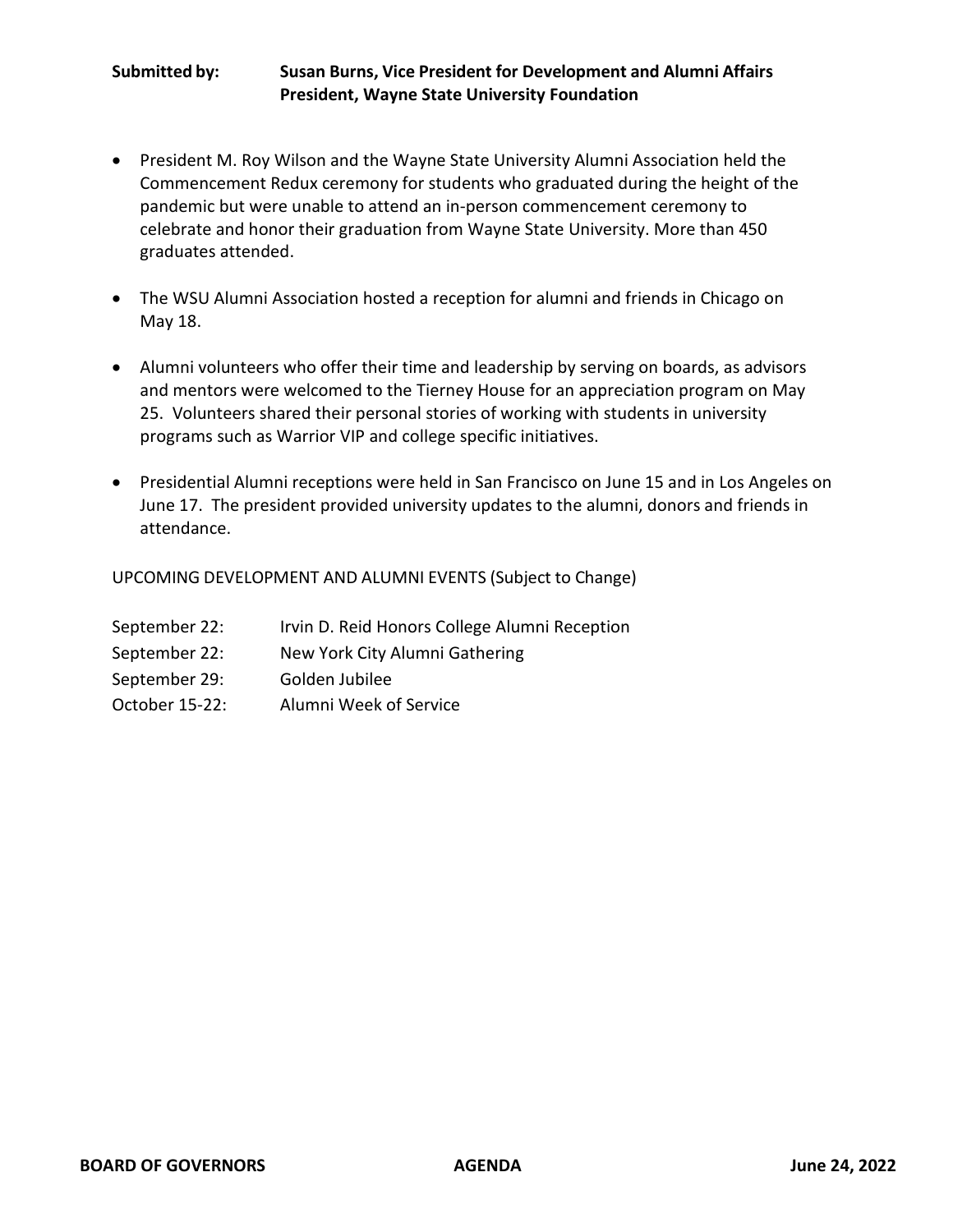**Submitted by: Susan Burns, Vice President for Development and Alumni Affairs**
**President, Wayne State University Foundation**

- President M. Roy Wilson and the Wayne State University Alumni Association held the Commencement Redux ceremony for students who graduated during the height of the pandemic but were unable to attend an in-person commencement ceremony to celebrate and honor their graduation from Wayne State University. More than 450 graduates attended.

- The WSU Alumni Association hosted a reception for alumni and friends in Chicago on May 18.

- Alumni volunteers who offer their time and leadership by serving on boards, as advisors and mentors were welcomed to the Tierney House for an appreciation program on May 25. Volunteers shared their personal stories of working with students in university programs such as Warrior VIP and college specific initiatives.

- Presidential Alumni receptions were held in San Francisco on June 15 and in Los Angeles on June 17. The president provided university updates to the alumni, donors and friends in attendance.

UPCOMING DEVELOPMENT AND ALUMNI EVENTS (Subject to Change)

| | |
|---|---|
| September 22: | Irvin D. Reid Honors College Alumni Reception |
| September 22: | New York City Alumni Gathering |
| September 29: | Golden Jubilee |
| October 15-22: | Alumni Week of Service |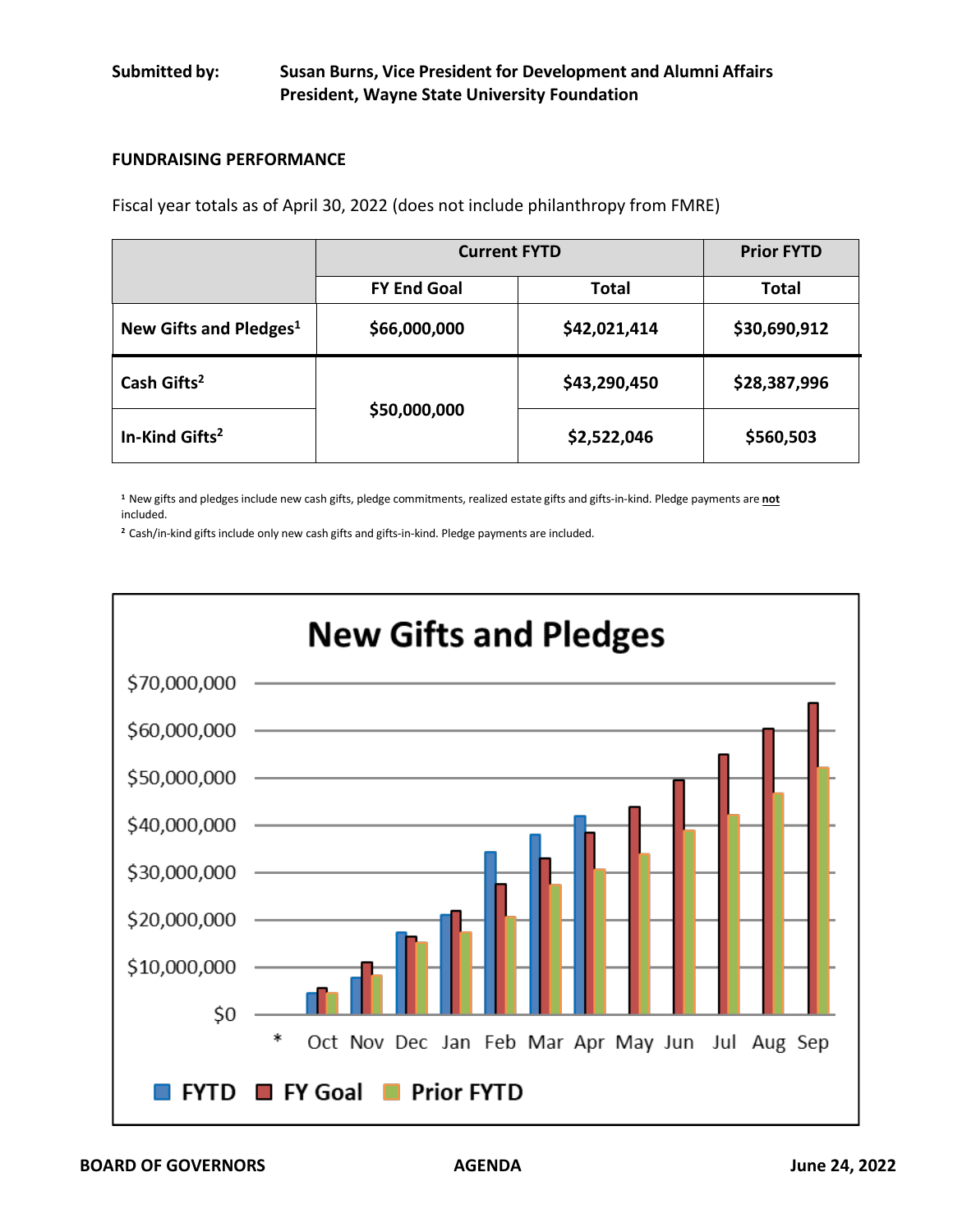**Submitted by:** Susan Burns, Vice President for Development and Alumni Affairs
President, Wayne State University Foundation

**FUNDRAISING PERFORMANCE**

Fiscal year totals as of April 30, 2022 (does not include philanthropy from FMRE)

| | Current FYTD | | Prior FYTD |
|---|---|---|---|
| | FY End Goal | Total | Total |
| **New Gifts and Pledges[1]** | **$66,000,000** | **$42,021,414** | **$30,690,912** |
| **Cash Gifts[2]** | **$50,000,000** | **$43,290,450** | **$28,387,996** |
| **In-Kind Gifts[2]** | | **$2,522,046** | **$560,503** |

[1] New gifts and pledges include new cash gifts, pledge commitments, realized estate gifts and gifts-in-kind. Pledge payments are **not** included.

[2] Cash/in-kind gifts include only new cash gifts and gifts-in-kind. Pledge payments are included.

**New Gifts and Pledges**

*

Legend: FYTD, FY Goal, Prior FYTD

Months: Oct, Nov, Dec, Jan, Feb, Mar, Apr, May, Jun, Jul, Aug, Sep

Y-axis: $0 to $70,000,000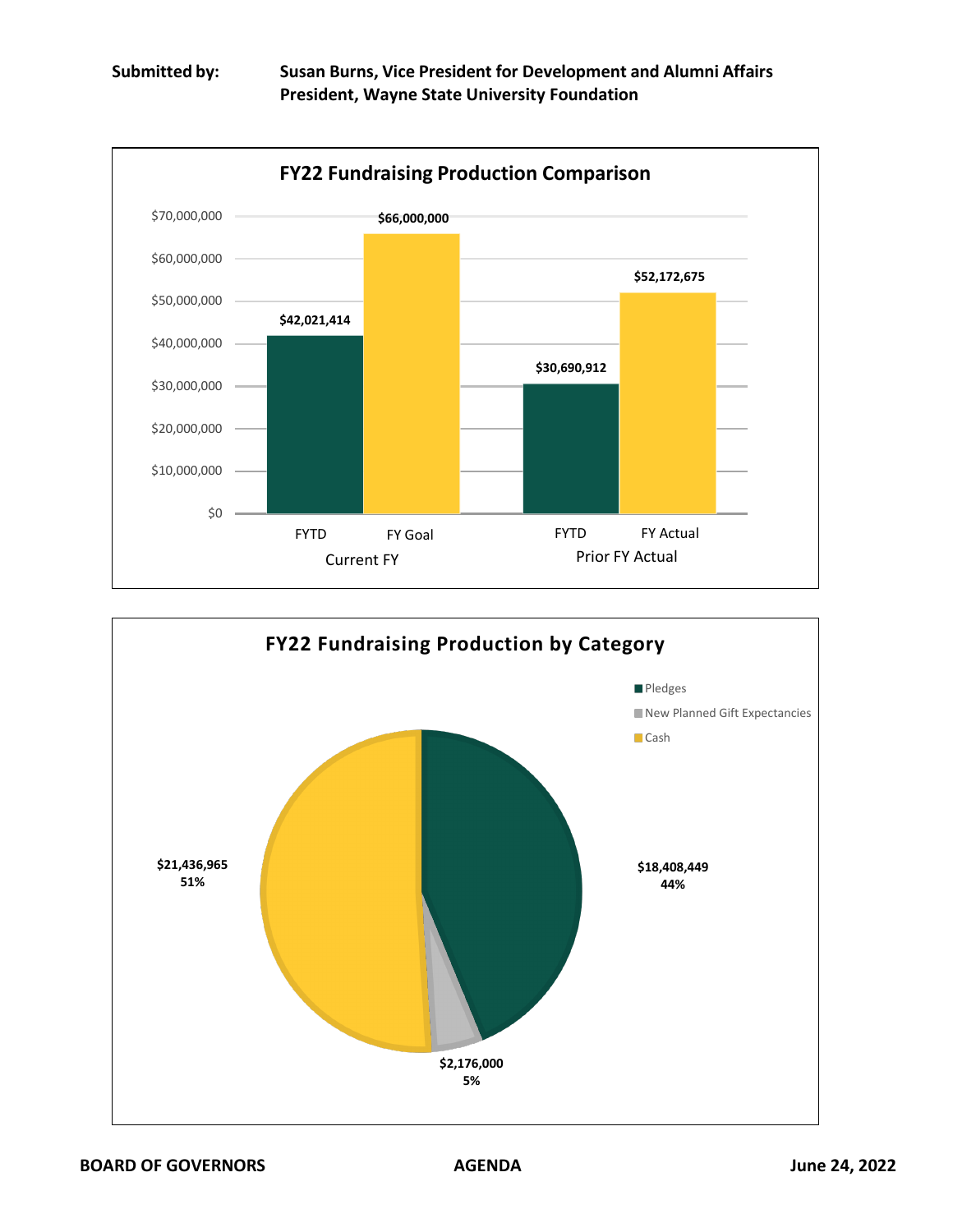**Submitted by:** **Susan Burns, Vice President for Development and Alumni Affairs**
**President, Wayne State University Foundation**

**FY22 Fundraising Production Comparison**

$70,000,000
$60,000,000
$50,000,000
$40,000,000
$30,000,000
$20,000,000
$10,000,000
$0

$42,021,414
$66,000,000
$30,690,912
$52,172,675

FYTD
FY Goal
Current FY

FYTD
FY Actual
Prior FY Actual

**FY22 Fundraising Production by Category**

Pledges
New Planned Gift Expectancies
Cash

$21,436,965
51%

$18,408,449
44%

$2,176,000
5%

**BOARD OF GOVERNORS** **AGENDA** **June 24, 2022**